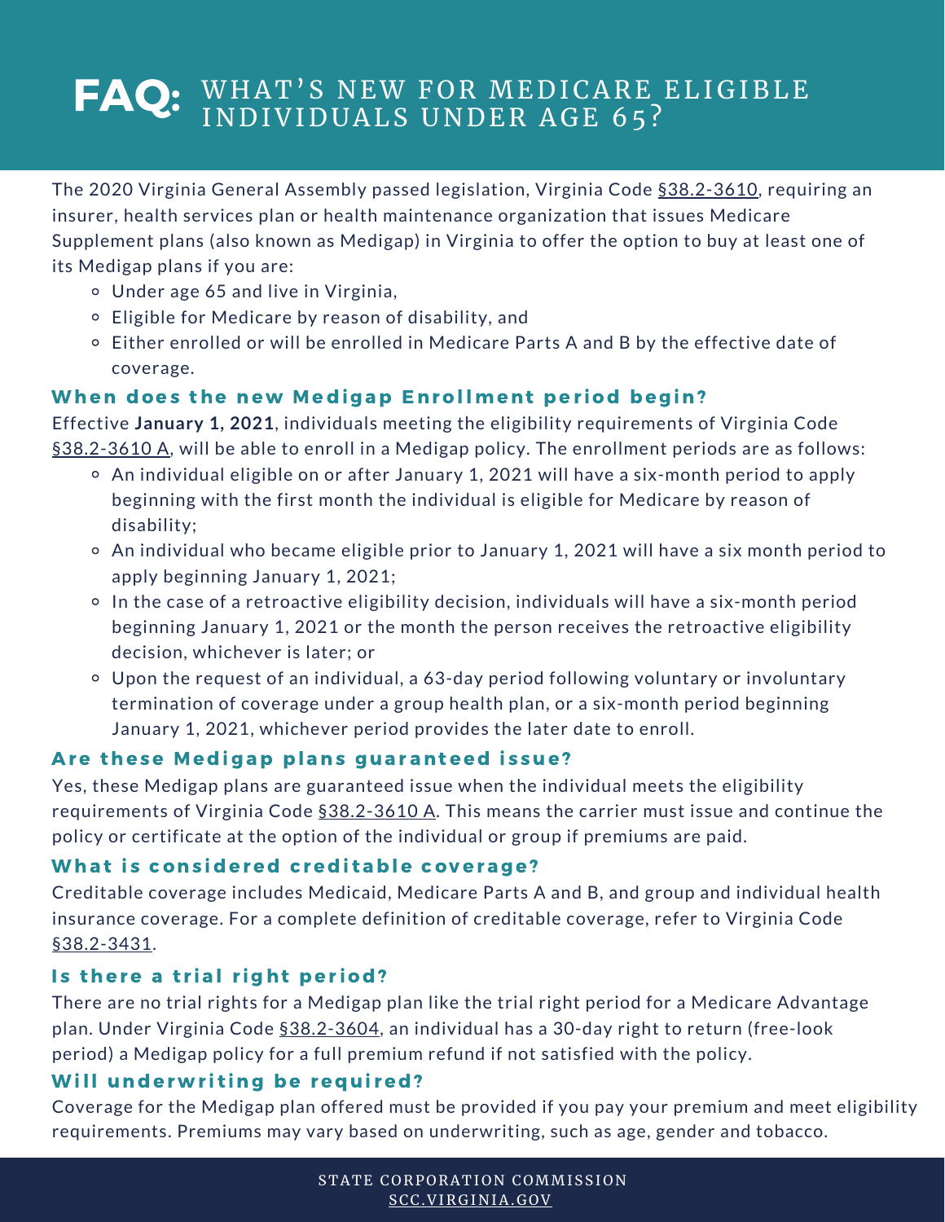# FAQ: WHAT'S NEW FOR MEDICARE ELIGIBLE INDIVIDUALS UNDER AGE 65?

The 2020 Virginia General Assembly passed legislation, Virginia Code §38.2-3610, requiring an insurer, health services plan or health maintenance organization that issues Medicare Supplement plans (also known as Medigap) in Virginia to offer the option to buy at least one of its Medigap plans if you are:

- Under age 65 and live in Virginia,
- Eligible for Medicare by reason of disability, and
- Either enrolled or will be enrolled in Medicare Parts A and B by the effective date of coverage.

### When does the new Medigap Enrollment period begin?

Effective **January 1, 2021**, individuals meeting the eligibility requirements of Virginia Code §38.2-3610 A, will be able to enroll in a Medigap policy. The enrollment periods are as follows:

- An individual eligible on or after January 1, 2021 will have a six-month period to apply beginning with the first month the individual is eligible for Medicare by reason of disability;
- An individual who became eligible prior to January 1, 2021 will have a six month period to apply beginning January 1, 2021;
- In the case of a retroactive eligibility decision, individuals will have a six-month period beginning January 1, 2021 or the month the person receives the retroactive eligibility decision, whichever is later; or
- Upon the request of an individual, a 63-day period following voluntary or involuntary termination of coverage under a group health plan, or a six-month period beginning January 1, 2021, whichever period provides the later date to enroll.

### Are these Medigap plans guaranteed issue?

Yes, these Medigap plans are guaranteed issue when the individual meets the eligibility requirements of Virginia Code §38.2-3610 A. This means the carrier must issue and continue the policy or certificate at the option of the individual or group if premiums are paid.

### What is considered creditable coverage?

Creditable coverage includes Medicaid, Medicare Parts A and B, and group and individual health insurance coverage. For a complete definition of creditable coverage, refer to Virginia Code §38.2-3431.

### Is there a trial right period?

There are no trial rights for a Medigap plan like the trial right period for a Medicare Advantage plan. Under Virginia Code §38.2-3604, an individual has a 30-day right to return (free-look period) a Medigap policy for a full premium refund if not satisfied with the policy.

### Will underwriting be required?

Coverage for the Medigap plan offered must be provided if you pay your premium and meet eligibility requirements. Premiums may vary based on underwriting, such as age, gender and tobacco.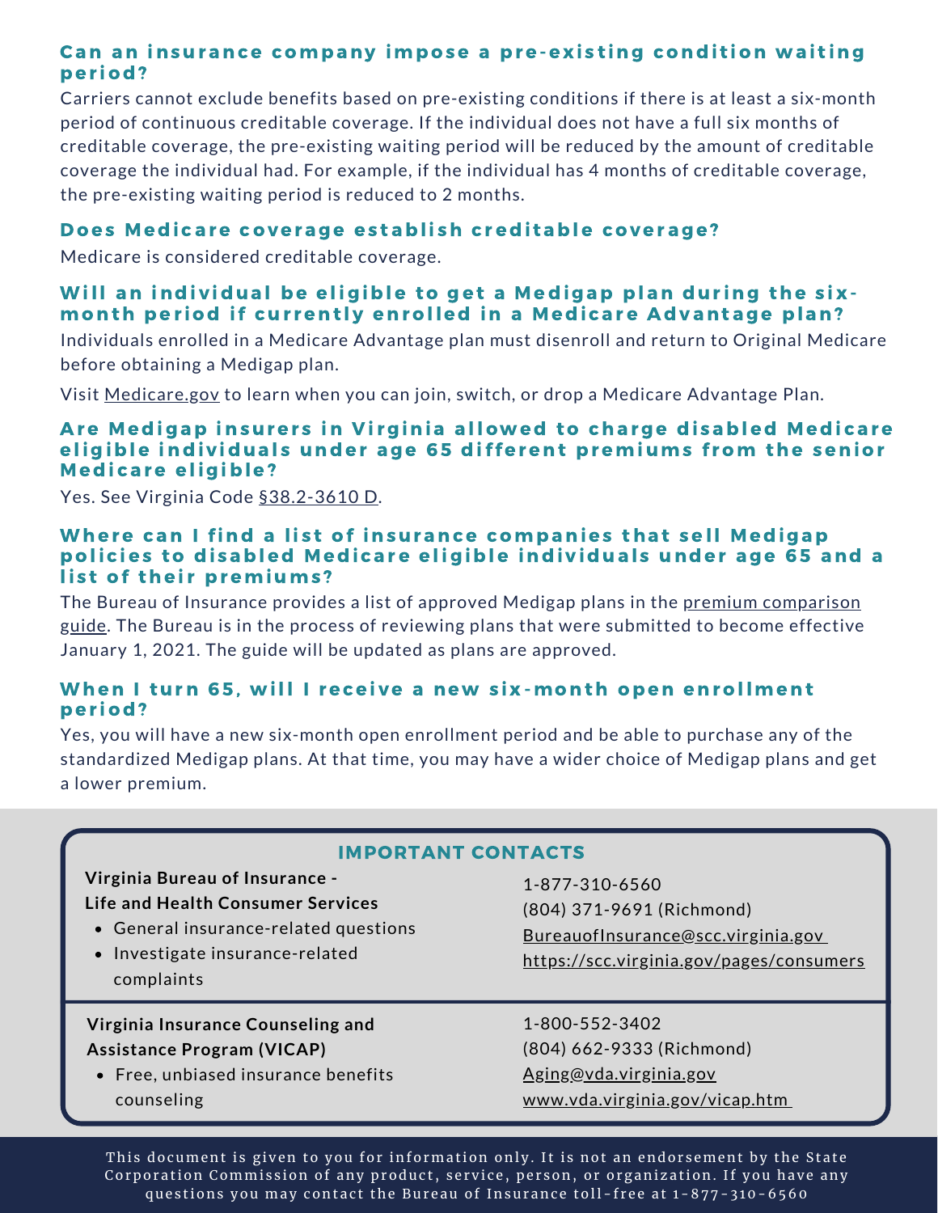### Can an insurance company impose a pre-existing condition waiting period?

Carriers cannot exclude benefits based on pre-existing conditions if there is at least a six-month period of continuous creditable coverage. If the individual does not have a full six months of creditable coverage, the pre-existing waiting period will be reduced by the amount of creditable coverage the individual had. For example, if the individual has 4 months of creditable coverage, the pre-existing waiting period is reduced to 2 months.

### Does Medicare coverage establish creditable coverage?

Medicare is considered creditable coverage.

### Will an individual be eligible to get a Medigap plan during the six-month period if currently enrolled in a Medicare Advantage plan?

Individuals enrolled in a Medicare Advantage plan must disenroll and return to Original Medicare before obtaining a Medigap plan.

Visit Medicare.gov to learn when you can join, switch, or drop a Medicare Advantage Plan.

### Are Medigap insurers in Virginia allowed to charge disabled Medicare eligible individuals under age 65 different premiums from the senior Medicare eligible?

Yes. See Virginia Code §38.2-3610 D.

### Where can I find a list of insurance companies that sell Medigap policies to disabled Medicare eligible individuals under age 65 and a list of their premiums?

The Bureau of Insurance provides a list of approved Medigap plans in the premium comparison guide. The Bureau is in the process of reviewing plans that were submitted to become effective January 1, 2021. The guide will be updated as plans are approved.

### When I turn 65, will I receive a new six-month open enrollment period?

Yes, you will have a new six-month open enrollment period and be able to purchase any of the standardized Medigap plans. At that time, you may have a wider choice of Medigap plans and get a lower premium.

## IMPORTANT CONTACTS

| | |
|---|---|
| **Virginia Bureau of Insurance - Life and Health Consumer Services**<br>• General insurance-related questions<br>• Investigate insurance-related complaints | 1-877-310-6560<br>(804) 371-9691 (Richmond)<br>BureauofInsurance@scc.virginia.gov<br>https://scc.virginia.gov/pages/consumers |
| **Virginia Insurance Counseling and Assistance Program (VICAP)**<br>• Free, unbiased insurance benefits counseling | 1-800-552-3402<br>(804) 662-9333 (Richmond)<br>Aging@vda.virginia.gov<br>www.vda.virginia.gov/vicap.htm |

This document is given to you for information only. It is not an endorsement by the State Corporation Commission of any product, service, person, or organization. If you have any questions you may contact the Bureau of Insurance toll-free at 1-877-310-6560